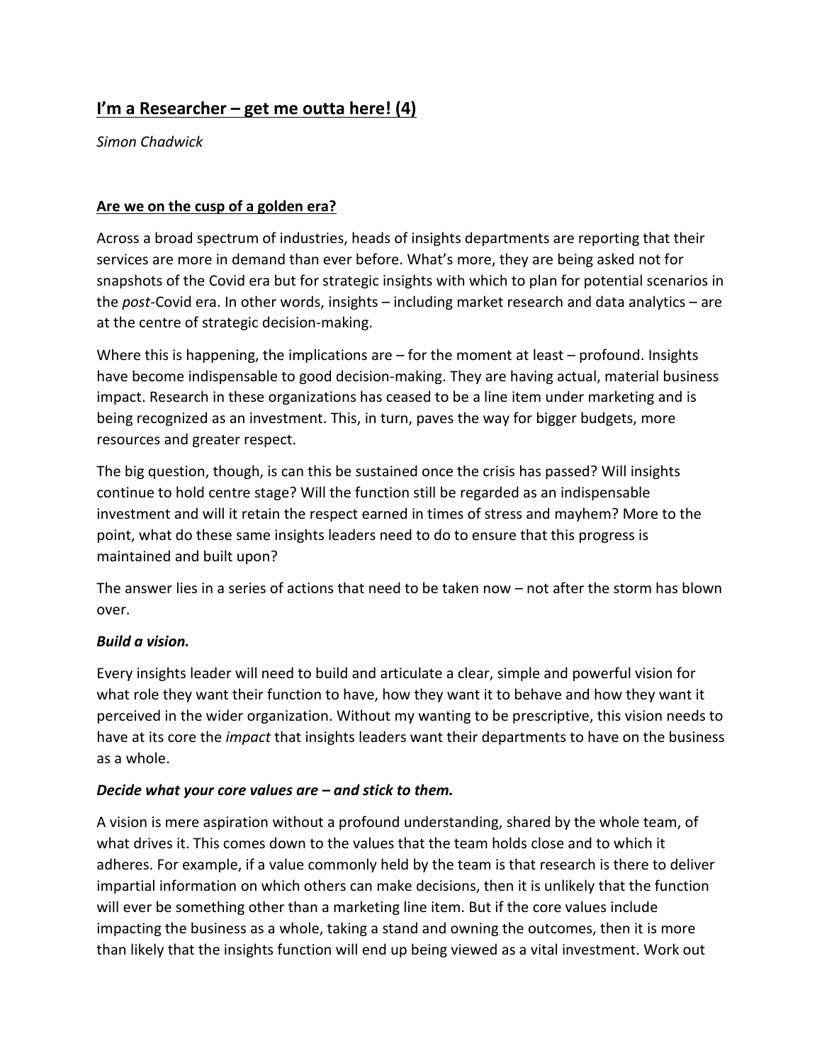# I'm a Researcher – get me outta here! (4)

*Simon Chadwick*

## Are we on the cusp of a golden era?

Across a broad spectrum of industries, heads of insights departments are reporting that their services are more in demand than ever before. What's more, they are being asked not for snapshots of the Covid era but for strategic insights with which to plan for potential scenarios in the *post*-Covid era. In other words, insights – including market research and data analytics – are at the centre of strategic decision-making.

Where this is happening, the implications are – for the moment at least – profound. Insights have become indispensable to good decision-making. They are having actual, material business impact. Research in these organizations has ceased to be a line item under marketing and is being recognized as an investment. This, in turn, paves the way for bigger budgets, more resources and greater respect.

The big question, though, is can this be sustained once the crisis has passed? Will insights continue to hold centre stage? Will the function still be regarded as an indispensable investment and will it retain the respect earned in times of stress and mayhem? More to the point, what do these same insights leaders need to do to ensure that this progress is maintained and built upon?

The answer lies in a series of actions that need to be taken now – not after the storm has blown over.

***Build a vision.***

Every insights leader will need to build and articulate a clear, simple and powerful vision for what role they want their function to have, how they want it to behave and how they want it perceived in the wider organization. Without my wanting to be prescriptive, this vision needs to have at its core the *impact* that insights leaders want their departments to have on the business as a whole.

***Decide what your core values are – and stick to them.***

A vision is mere aspiration without a profound understanding, shared by the whole team, of what drives it. This comes down to the values that the team holds close and to which it adheres. For example, if a value commonly held by the team is that research is there to deliver impartial information on which others can make decisions, then it is unlikely that the function will ever be something other than a marketing line item. But if the core values include impacting the business as a whole, taking a stand and owning the outcomes, then it is more than likely that the insights function will end up being viewed as a vital investment. Work out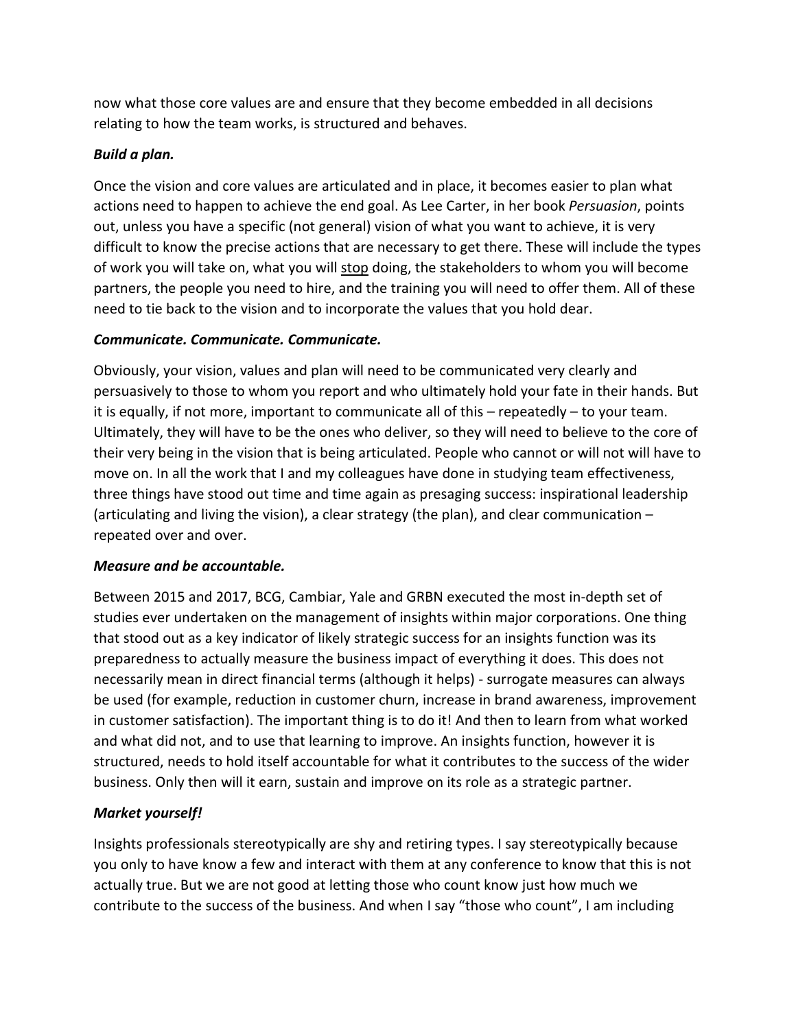now what those core values are and ensure that they become embedded in all decisions relating to how the team works, is structured and behaves.

***Build a plan.***

Once the vision and core values are articulated and in place, it becomes easier to plan what actions need to happen to achieve the end goal. As Lee Carter, in her book *Persuasion*, points out, unless you have a specific (not general) vision of what you want to achieve, it is very difficult to know the precise actions that are necessary to get there. These will include the types of work you will take on, what you will <u>stop</u> doing, the stakeholders to whom you will become partners, the people you need to hire, and the training you will need to offer them. All of these need to tie back to the vision and to incorporate the values that you hold dear.

***Communicate. Communicate. Communicate.***

Obviously, your vision, values and plan will need to be communicated very clearly and persuasively to those to whom you report and who ultimately hold your fate in their hands. But it is equally, if not more, important to communicate all of this – repeatedly – to your team. Ultimately, they will have to be the ones who deliver, so they will need to believe to the core of their very being in the vision that is being articulated. People who cannot or will not will have to move on. In all the work that I and my colleagues have done in studying team effectiveness, three things have stood out time and time again as presaging success: inspirational leadership (articulating and living the vision), a clear strategy (the plan), and clear communication – repeated over and over.

***Measure and be accountable.***

Between 2015 and 2017, BCG, Cambiar, Yale and GRBN executed the most in-depth set of studies ever undertaken on the management of insights within major corporations. One thing that stood out as a key indicator of likely strategic success for an insights function was its preparedness to actually measure the business impact of everything it does. This does not necessarily mean in direct financial terms (although it helps) - surrogate measures can always be used (for example, reduction in customer churn, increase in brand awareness, improvement in customer satisfaction). The important thing is to do it! And then to learn from what worked and what did not, and to use that learning to improve. An insights function, however it is structured, needs to hold itself accountable for what it contributes to the success of the wider business. Only then will it earn, sustain and improve on its role as a strategic partner.

***Market yourself!***

Insights professionals stereotypically are shy and retiring types. I say stereotypically because you only to have know a few and interact with them at any conference to know that this is not actually true. But we are not good at letting those who count know just how much we contribute to the success of the business. And when I say "those who count", I am including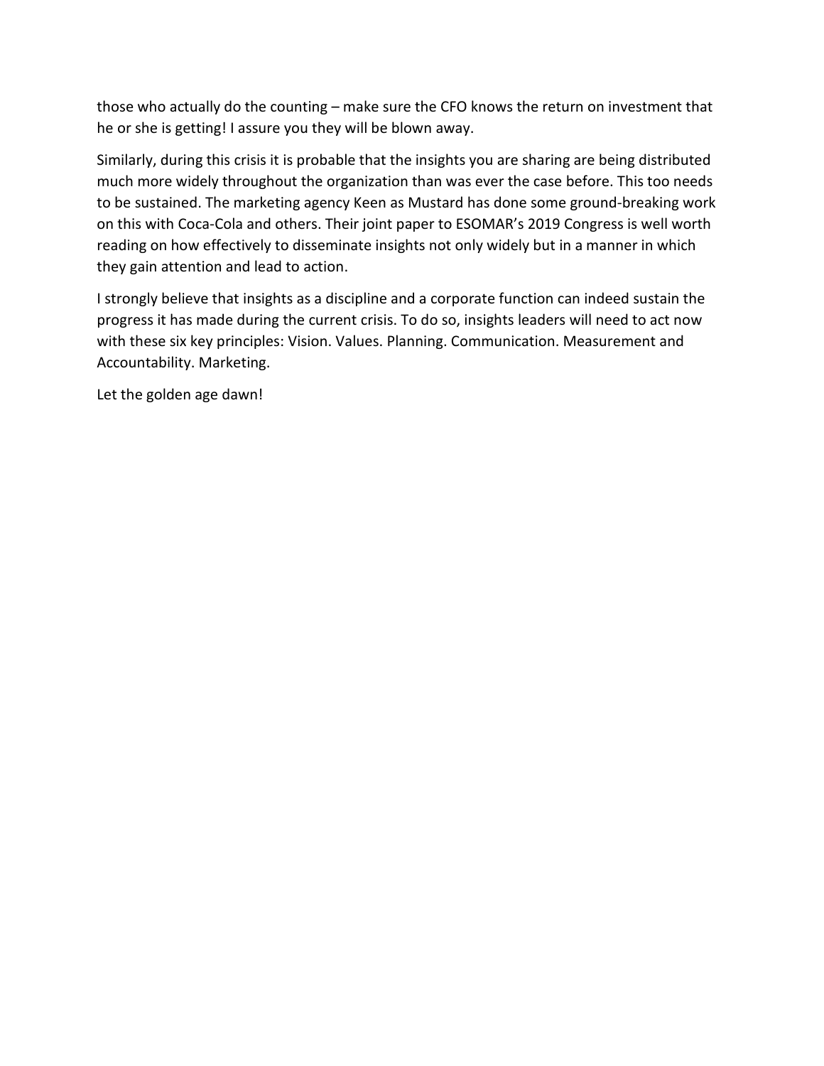those who actually do the counting – make sure the CFO knows the return on investment that he or she is getting! I assure you they will be blown away.

Similarly, during this crisis it is probable that the insights you are sharing are being distributed much more widely throughout the organization than was ever the case before. This too needs to be sustained. The marketing agency Keen as Mustard has done some ground-breaking work on this with Coca-Cola and others. Their joint paper to ESOMAR's 2019 Congress is well worth reading on how effectively to disseminate insights not only widely but in a manner in which they gain attention and lead to action.

I strongly believe that insights as a discipline and a corporate function can indeed sustain the progress it has made during the current crisis. To do so, insights leaders will need to act now with these six key principles: Vision. Values. Planning. Communication. Measurement and Accountability. Marketing.

Let the golden age dawn!